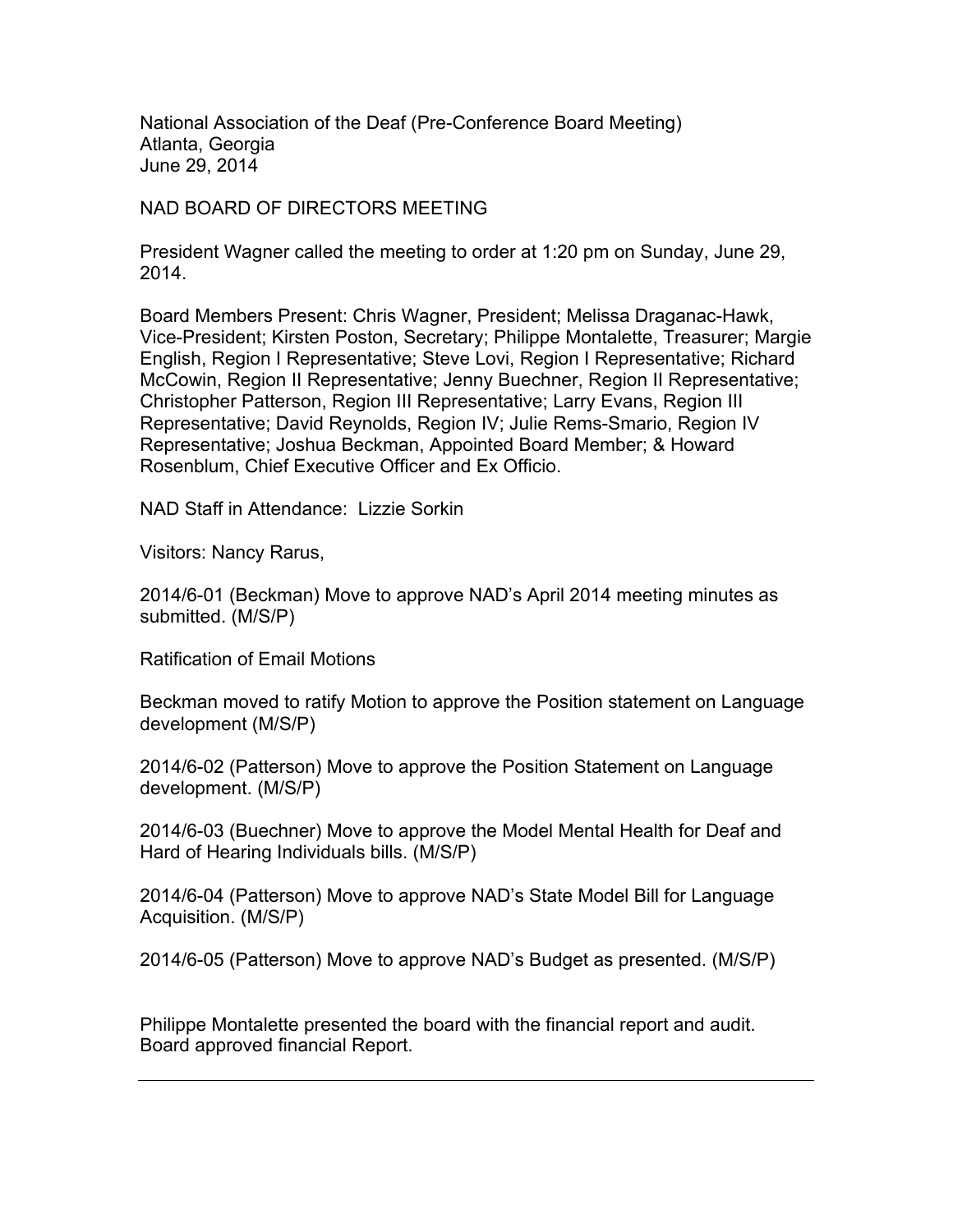National Association of the Deaf (Pre-Conference Board Meeting)
Atlanta, Georgia
June 29, 2014

NAD BOARD OF DIRECTORS MEETING

President Wagner called the meeting to order at 1:20 pm on Sunday, June 29, 2014.

Board Members Present: Chris Wagner, President; Melissa Draganac-Hawk, Vice-President; Kirsten Poston, Secretary; Philippe Montalette, Treasurer; Margie English, Region I Representative; Steve Lovi, Region I Representative; Richard McCowin, Region II Representative; Jenny Buechner, Region II Representative; Christopher Patterson, Region III Representative; Larry Evans, Region III Representative; David Reynolds, Region IV; Julie Rems-Smario, Region IV Representative; Joshua Beckman, Appointed Board Member; & Howard Rosenblum, Chief Executive Officer and Ex Officio.

NAD Staff in Attendance: Lizzie Sorkin

Visitors: Nancy Rarus,

2014/6-01 (Beckman) Move to approve NAD's April 2014 meeting minutes as submitted. (M/S/P)

Ratification of Email Motions

Beckman moved to ratify Motion to approve the Position statement on Language development (M/S/P)

2014/6-02 (Patterson) Move to approve the Position Statement on Language development. (M/S/P)

2014/6-03 (Buechner) Move to approve the Model Mental Health for Deaf and Hard of Hearing Individuals bills. (M/S/P)

2014/6-04 (Patterson) Move to approve NAD's State Model Bill for Language Acquisition. (M/S/P)

2014/6-05 (Patterson) Move to approve NAD's Budget as presented. (M/S/P)

Philippe Montalette presented the board with the financial report and audit. Board approved financial Report.

---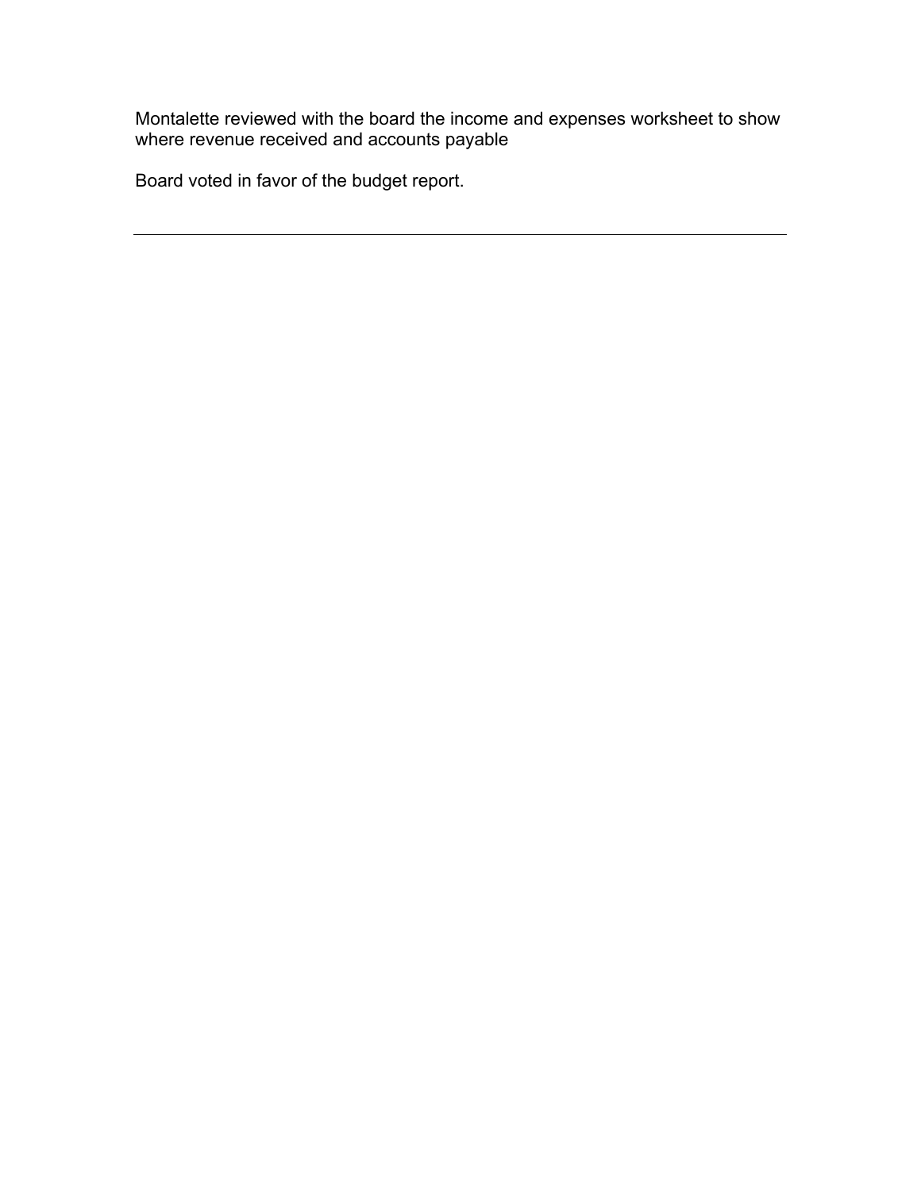Montalette reviewed with the board the income and expenses worksheet to show where revenue received and accounts payable

Board voted in favor of the budget report.

---